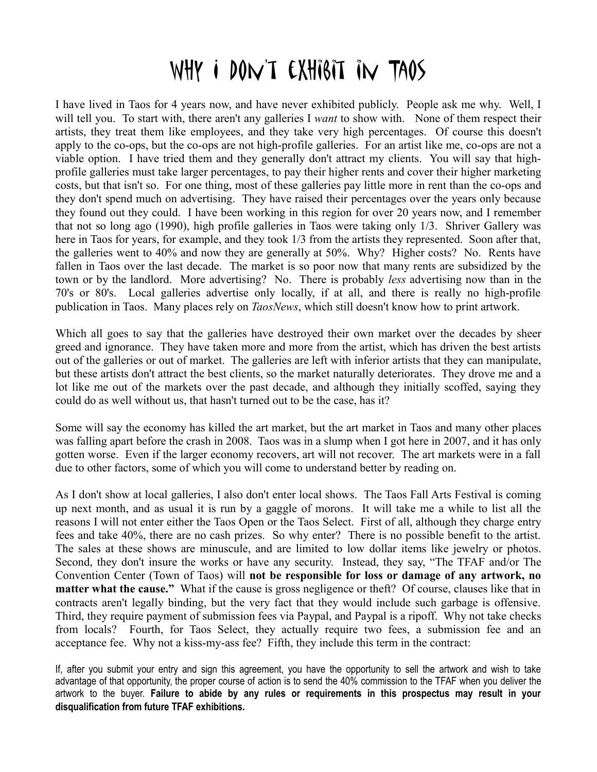# Why I Don't Exhibit in Taos

I have lived in Taos for 4 years now, and have never exhibited publicly. People ask me why. Well, I will tell you. To start with, there aren't any galleries I *want* to show with. None of them respect their artists, they treat them like employees, and they take very high percentages. Of course this doesn't apply to the co-ops, but the co-ops are not high-profile galleries. For an artist like me, co-ops are not a viable option. I have tried them and they generally don't attract my clients. You will say that high-profile galleries must take larger percentages, to pay their higher rents and cover their higher marketing costs, but that isn't so. For one thing, most of these galleries pay little more in rent than the co-ops and they don't spend much on advertising. They have raised their percentages over the years only because they found out they could. I have been working in this region for over 20 years now, and I remember that not so long ago (1990), high profile galleries in Taos were taking only 1/3. Shriver Gallery was here in Taos for years, for example, and they took 1/3 from the artists they represented. Soon after that, the galleries went to 40% and now they are generally at 50%. Why? Higher costs? No. Rents have fallen in Taos over the last decade. The market is so poor now that many rents are subsidized by the town or by the landlord. More advertising? No. There is probably *less* advertising now than in the 70's or 80's. Local galleries advertise only locally, if at all, and there is really no high-profile publication in Taos. Many places rely on *TaosNews*, which still doesn't know how to print artwork.

Which all goes to say that the galleries have destroyed their own market over the decades by sheer greed and ignorance. They have taken more and more from the artist, which has driven the best artists out of the galleries or out of market. The galleries are left with inferior artists that they can manipulate, but these artists don't attract the best clients, so the market naturally deteriorates. They drove me and a lot like me out of the markets over the past decade, and although they initially scoffed, saying they could do as well without us, that hasn't turned out to be the case, has it?

Some will say the economy has killed the art market, but the art market in Taos and many other places was falling apart before the crash in 2008. Taos was in a slump when I got here in 2007, and it has only gotten worse. Even if the larger economy recovers, art will not recover. The art markets were in a fall due to other factors, some of which you will come to understand better by reading on.

As I don't show at local galleries, I also don't enter local shows. The Taos Fall Arts Festival is coming up next month, and as usual it is run by a gaggle of morons. It will take me a while to list all the reasons I will not enter either the Taos Open or the Taos Select. First of all, although they charge entry fees and take 40%, there are no cash prizes. So why enter? There is no possible benefit to the artist. The sales at these shows are minuscule, and are limited to low dollar items like jewelry or photos. Second, they don't insure the works or have any security. Instead, they say, "The TFAF and/or The Convention Center (Town of Taos) will **not be responsible for loss or damage of any artwork, no matter what the cause."** What if the cause is gross negligence or theft? Of course, clauses like that in contracts aren't legally binding, but the very fact that they would include such garbage is offensive. Third, they require payment of submission fees via Paypal, and Paypal is a ripoff. Why not take checks from locals? Fourth, for Taos Select, they actually require two fees, a submission fee and an acceptance fee. Why not a kiss-my-ass fee? Fifth, they include this term in the contract:

If, after you submit your entry and sign this agreement, you have the opportunity to sell the artwork and wish to take advantage of that opportunity, the proper course of action is to send the 40% commission to the TFAF when you deliver the artwork to the buyer. **Failure to abide by any rules or requirements in this prospectus may result in your disqualification from future TFAF exhibitions.**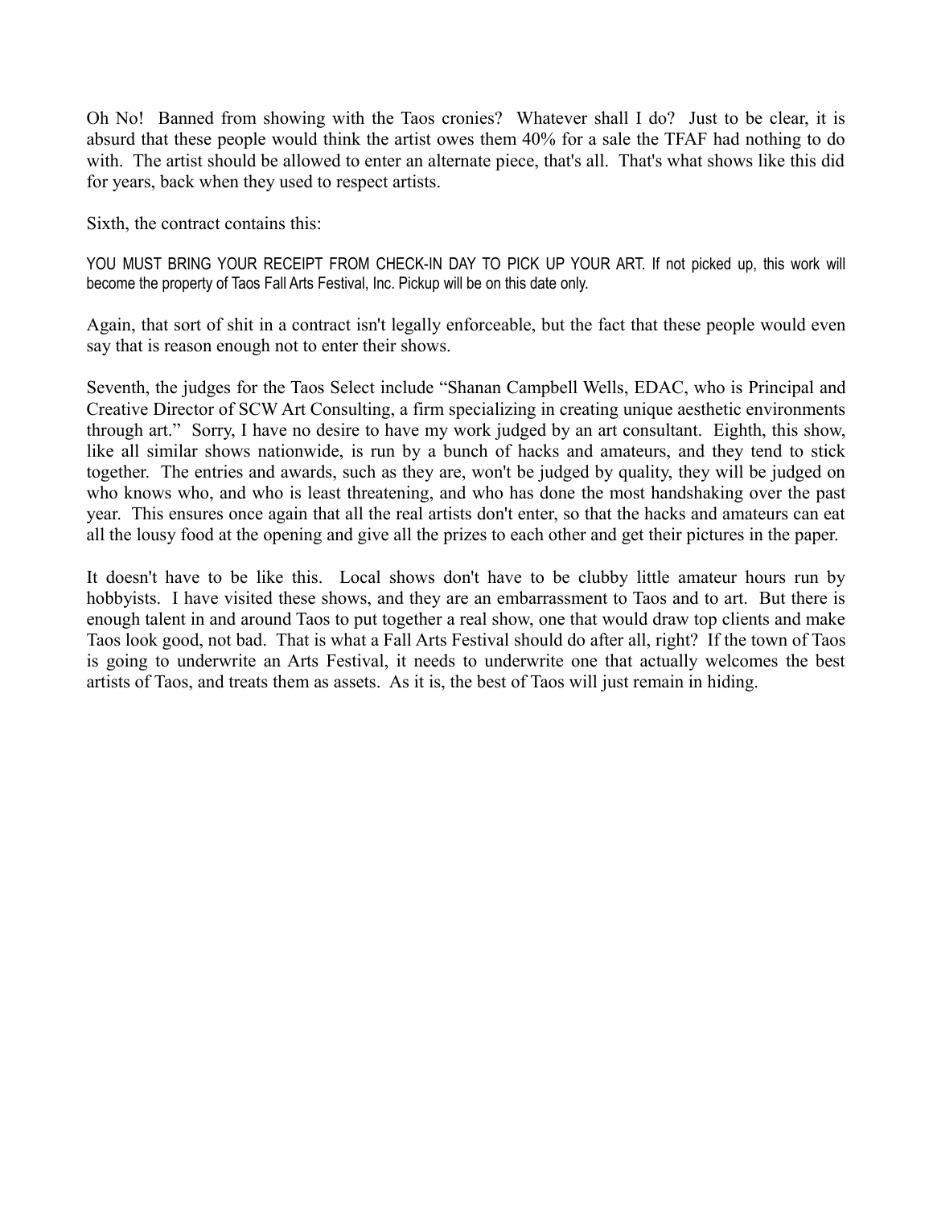Oh No! Banned from showing with the Taos cronies? Whatever shall I do? Just to be clear, it is absurd that these people would think the artist owes them 40% for a sale the TFAF had nothing to do with. The artist should be allowed to enter an alternate piece, that's all. That's what shows like this did for years, back when they used to respect artists.

Sixth, the contract contains this:

YOU MUST BRING YOUR RECEIPT FROM CHECK-IN DAY TO PICK UP YOUR ART. If not picked up, this work will become the property of Taos Fall Arts Festival, Inc. Pickup will be on this date only.

Again, that sort of shit in a contract isn't legally enforceable, but the fact that these people would even say that is reason enough not to enter their shows.

Seventh, the judges for the Taos Select include "Shanan Campbell Wells, EDAC, who is Principal and Creative Director of SCW Art Consulting, a firm specializing in creating unique aesthetic environments through art." Sorry, I have no desire to have my work judged by an art consultant. Eighth, this show, like all similar shows nationwide, is run by a bunch of hacks and amateurs, and they tend to stick together. The entries and awards, such as they are, won't be judged by quality, they will be judged on who knows who, and who is least threatening, and who has done the most handshaking over the past year. This ensures once again that all the real artists don't enter, so that the hacks and amateurs can eat all the lousy food at the opening and give all the prizes to each other and get their pictures in the paper.

It doesn't have to be like this. Local shows don't have to be clubby little amateur hours run by hobbyists. I have visited these shows, and they are an embarrassment to Taos and to art. But there is enough talent in and around Taos to put together a real show, one that would draw top clients and make Taos look good, not bad. That is what a Fall Arts Festival should do after all, right? If the town of Taos is going to underwrite an Arts Festival, it needs to underwrite one that actually welcomes the best artists of Taos, and treats them as assets. As it is, the best of Taos will just remain in hiding.